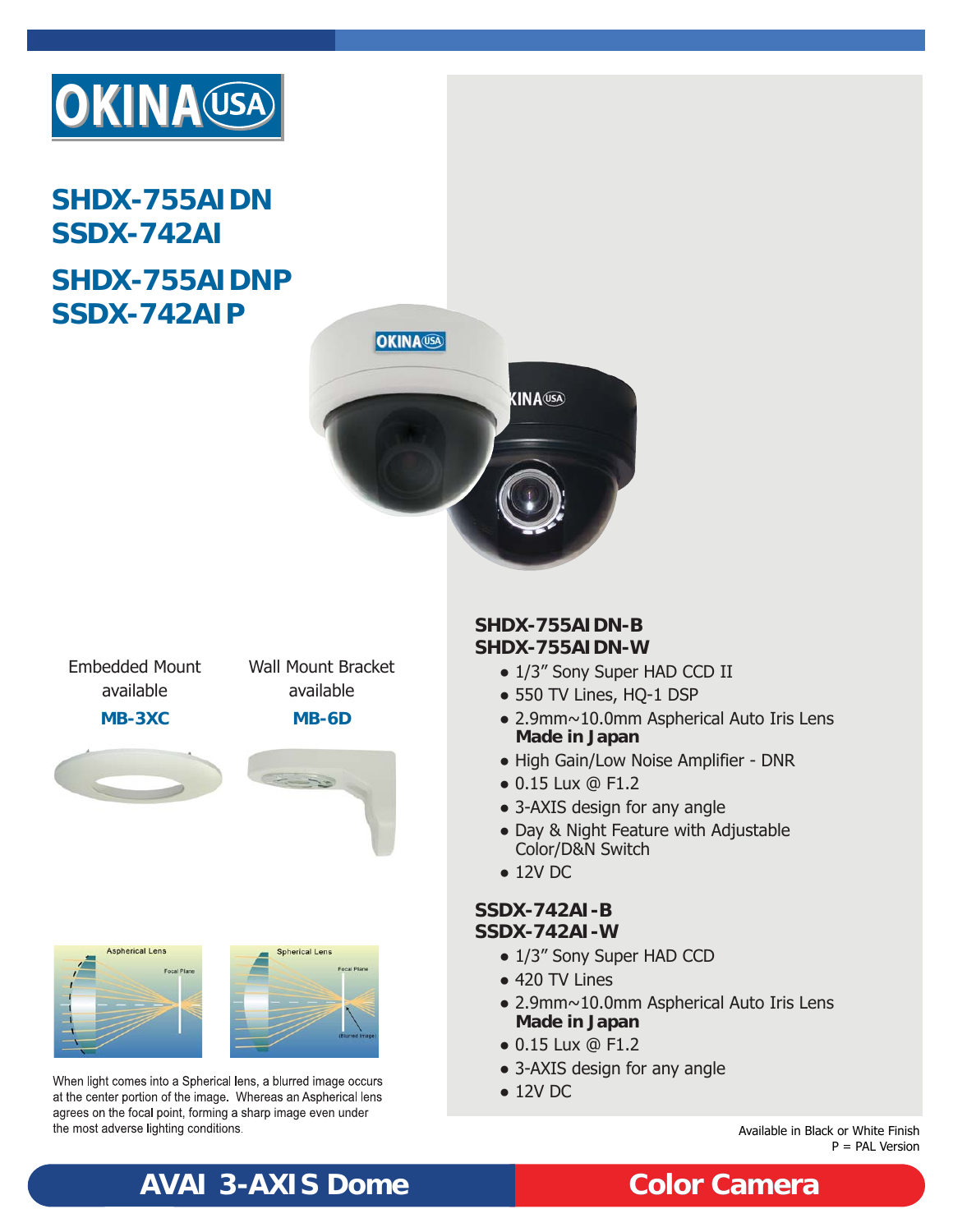# OKINA USA

## SHDX-755AIDN
## SSDX-742AI

## SHDX-755AIDNP
## SSDX-742AIP

Embedded Mount available
**MB-3XC**

Wall Mount Bracket available
**MB-6D**

Aspherical Lens — Focal Plane

Spherical Lens — Focal Plane (Blurred Image)

When light comes into a Spherical lens, a blurred image occurs at the center portion of the image. Whereas an Aspherical lens agrees on the focal point, forming a sharp image even under the most adverse lighting conditions.

### SHDX-755AIDN-B
### SHDX-755AIDN-W

- 1/3" Sony Super HAD CCD II
- 550 TV Lines, HQ-1 DSP
- 2.9mm~10.0mm Aspherical Auto Iris Lens **Made in Japan**
- High Gain/Low Noise Amplifier - DNR
- 0.15 Lux @ F1.2
- 3-AXIS design for any angle
- Day & Night Feature with Adjustable Color/D&N Switch
- 12V DC

### SSDX-742AI-B
### SSDX-742AI-W

- 1/3" Sony Super HAD CCD
- 420 TV Lines
- 2.9mm~10.0mm Aspherical Auto Iris Lens **Made in Japan**
- 0.15 Lux @ F1.2
- 3-AXIS design for any angle
- 12V DC

Available in Black or White Finish
P = PAL Version

**AVAI 3-AXIS Dome Color Camera**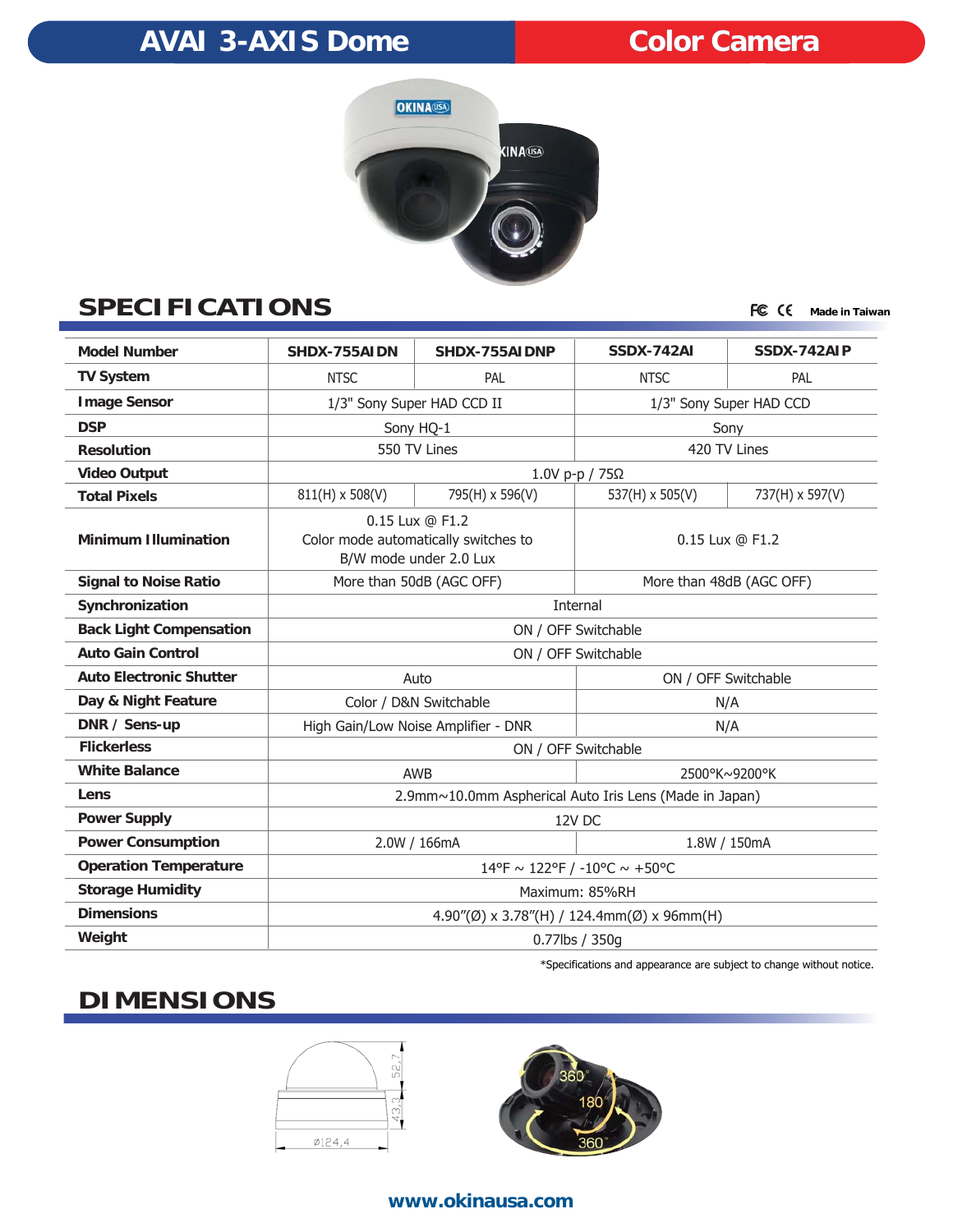# AVAI 3-AXIS Dome Color Camera

## SPECIFICATIONS

FC CE Made in Taiwan

| Model Number | SHDX-755AIDN | SHDX-755AIDNP | SSDX-742AI | SSDX-742AIP |
|---|---|---|---|---|
| TV System | NTSC | PAL | NTSC | PAL |
| Image Sensor | 1/3" Sony Super HAD CCD II | | 1/3" Sony Super HAD CCD | |
| DSP | Sony HQ-1 | | Sony | |
| Resolution | 550 TV Lines | | 420 TV Lines | |
| Video Output | 1.0V p-p / 75Ω | | | |
| Total Pixels | 811(H) x 508(V) | 795(H) x 596(V) | 537(H) x 505(V) | 737(H) x 597(V) |
| Minimum Illumination | 0.15 Lux @ F1.2 Color mode automatically switches to B/W mode under 2.0 Lux | | 0.15 Lux @ F1.2 | |
| Signal to Noise Ratio | More than 50dB (AGC OFF) | | More than 48dB (AGC OFF) | |
| Synchronization | Internal | | | |
| Back Light Compensation | ON / OFF Switchable | | | |
| Auto Gain Control | ON / OFF Switchable | | | |
| Auto Electronic Shutter | Auto | | ON / OFF Switchable | |
| Day & Night Feature | Color / D&N Switchable | | N/A | |
| DNR / Sens-up | High Gain/Low Noise Amplifier - DNR | | N/A | |
| Flickerless | ON / OFF Switchable | | | |
| White Balance | AWB | | 2500°K~9200°K | |
| Lens | 2.9mm~10.0mm Aspherical Auto Iris Lens (Made in Japan) | | | |
| Power Supply | 12V DC | | | |
| Power Consumption | 2.0W / 166mA | | 1.8W / 150mA | |
| Operation Temperature | 14°F ~ 122°F / -10°C ~ +50°C | | | |
| Storage Humidity | Maximum: 85%RH | | | |
| Dimensions | 4.90"(Ø) x 3.78"(H) / 124.4mm(Ø) x 96mm(H) | | | |
| Weight | 0.77lbs / 350g | | | |

*Specifications and appearance are subject to change without notice.

## DIMENSIONS

52.7
43.3
ø124.4

360°
180°
360°

www.okinausa.com